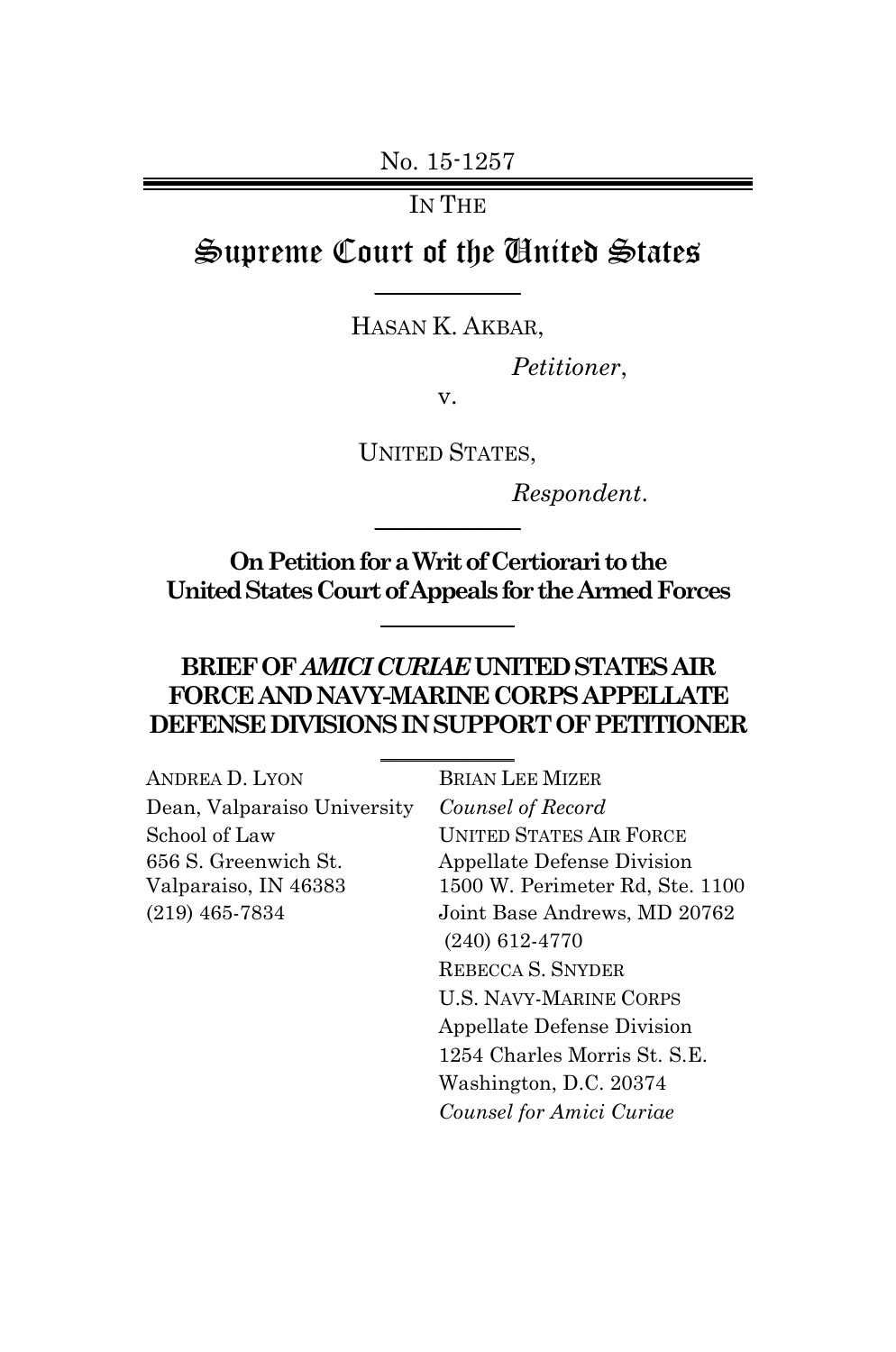No. 15-1257

IN THE

# Supreme Court of the United States

HASAN K. AKBAR,

*Petitioner*,

v.

UNITED STATES,

*Respondent*.

**On Petition for a Writ of Certiorari to the United States Court of Appeals for the Armed Forces**

## BRIEF OF *AMICI CURIAE* UNITED STATES AIR FORCE AND NAVY-MARINE CORPS APPELLATE DEFENSE DIVISIONS IN SUPPORT OF PETITIONER

ANDREA D. LYON
Dean, Valparaiso University School of Law
656 S. Greenwich St.
Valparaiso, IN 46383
(219) 465-7834

BRIAN LEE MIZER
*Counsel of Record*
UNITED STATES AIR FORCE
Appellate Defense Division
1500 W. Perimeter Rd, Ste. 1100
Joint Base Andrews, MD 20762
(240) 612-4770

REBECCA S. SNYDER
U.S. NAVY-MARINE CORPS
Appellate Defense Division
1254 Charles Morris St. S.E.
Washington, D.C. 20374
*Counsel for Amici Curiae*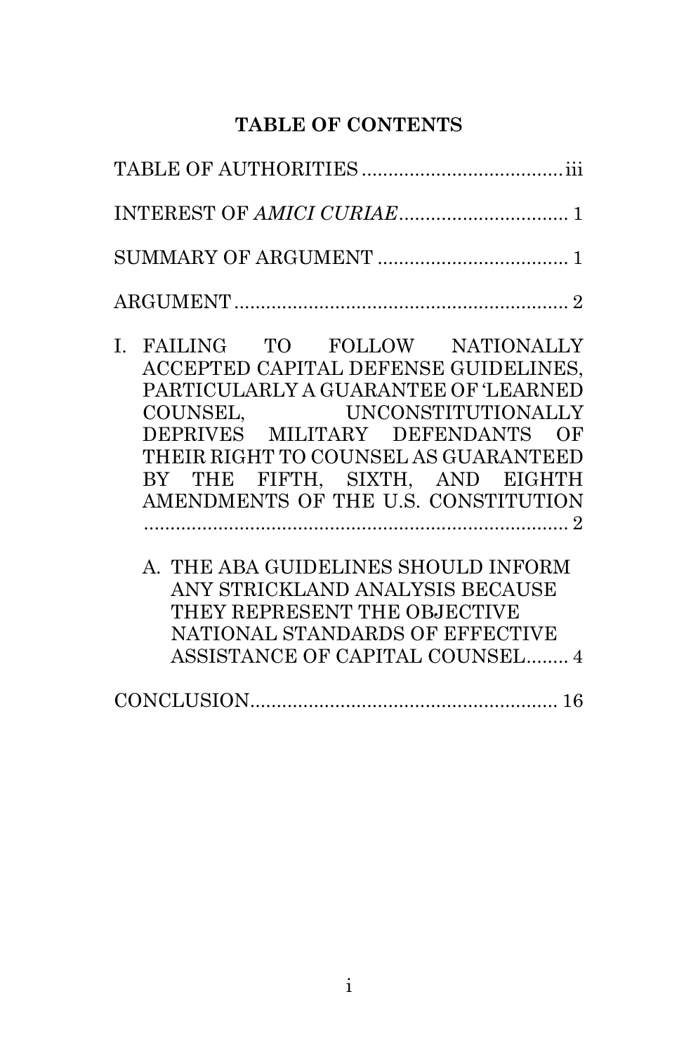## TABLE OF CONTENTS

TABLE OF AUTHORITIES ...................................... iii

INTEREST OF *AMICI CURIAE* ................................ 1

SUMMARY OF ARGUMENT .................................... 1

ARGUMENT ................................................................ 2

I. FAILING TO FOLLOW NATIONALLY ACCEPTED CAPITAL DEFENSE GUIDELINES, PARTICULARLY A GUARANTEE OF 'LEARNED COUNSEL, UNCONSTITUTIONALLY DEPRIVES MILITARY DEFENDANTS OF THEIR RIGHT TO COUNSEL AS GUARANTEED BY THE FIFTH, SIXTH, AND EIGHTH AMENDMENTS OF THE U.S. CONSTITUTION ................................................................................. 2

   A. THE ABA GUIDELINES SHOULD INFORM ANY STRICKLAND ANALYSIS BECAUSE THEY REPRESENT THE OBJECTIVE NATIONAL STANDARDS OF EFFECTIVE ASSISTANCE OF CAPITAL COUNSEL........ 4

CONCLUSION........................................................... 16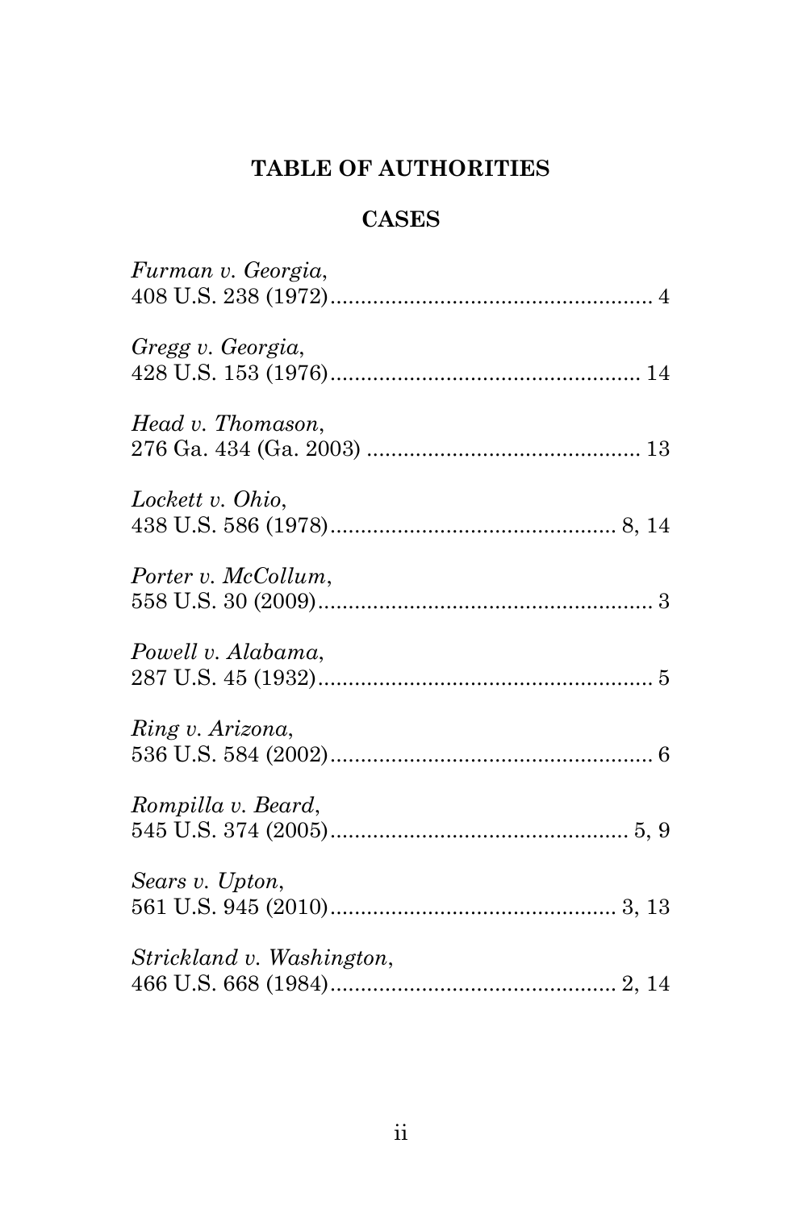# TABLE OF AUTHORITIES

## CASES

*Furman v. Georgia*,
408 U.S. 238 (1972)..................................................... 4

*Gregg v. Georgia*,
428 U.S. 153 (1976)................................................... 14

*Head v. Thomason*,
276 Ga. 434 (Ga. 2003) ............................................. 13

*Lockett v. Ohio*,
438 U.S. 586 (1978)............................................... 8, 14

*Porter v. McCollum*,
558 U.S. 30 (2009)....................................................... 3

*Powell v. Alabama*,
287 U.S. 45 (1932)....................................................... 5

*Ring v. Arizona*,
536 U.S. 584 (2002)..................................................... 6

*Rompilla v. Beard*,
545 U.S. 374 (2005)................................................. 5, 9

*Sears v. Upton*,
561 U.S. 945 (2010)............................................... 3, 13

*Strickland v. Washington*,
466 U.S. 668 (1984)............................................... 2, 14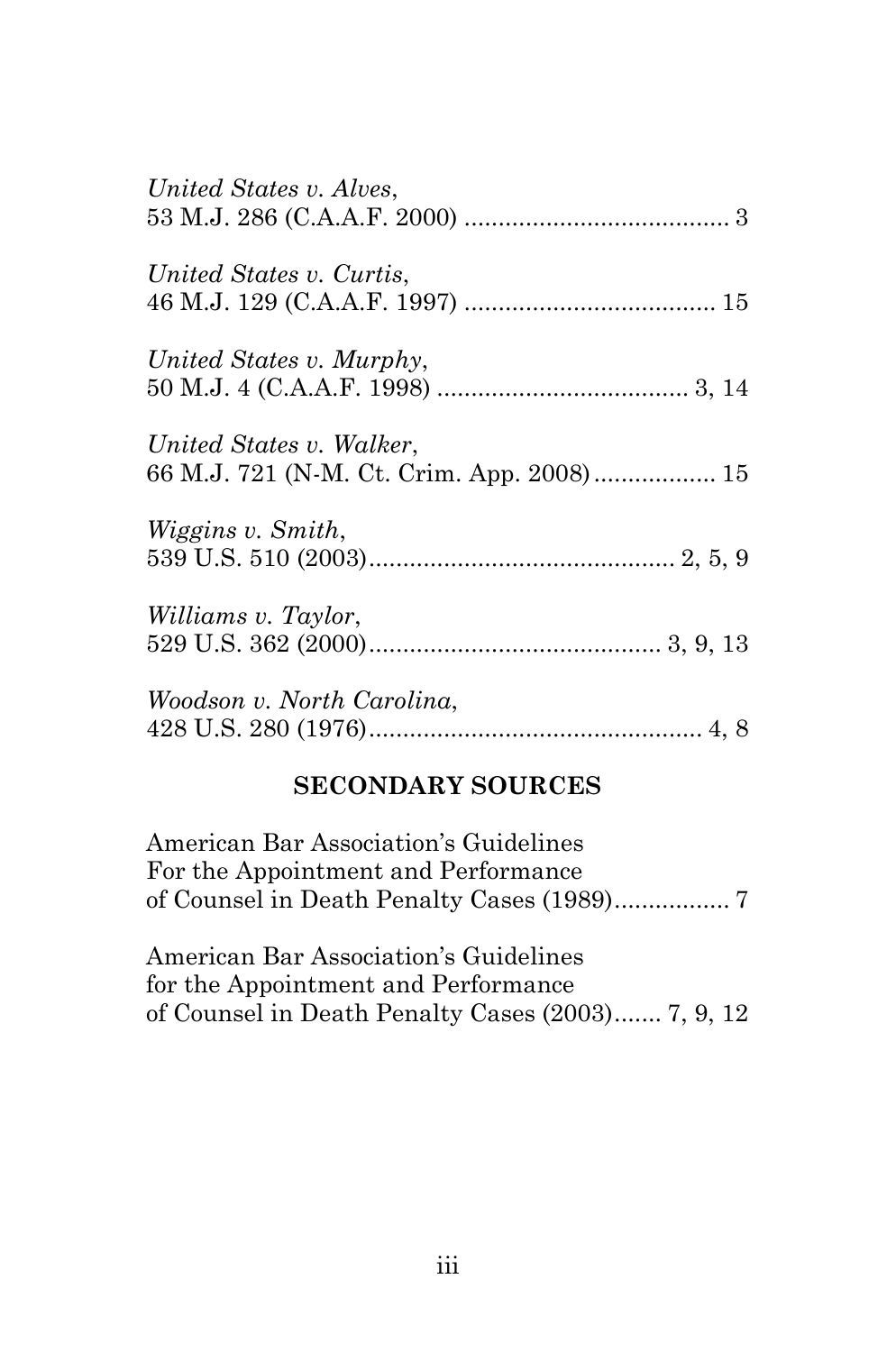*United States v. Alves*,
53 M.J. 286 (C.A.A.F. 2000) ....................................... 3

*United States v. Curtis*,
46 M.J. 129 (C.A.A.F. 1997) ..................................... 15

*United States v. Murphy*,
50 M.J. 4 (C.A.A.F. 1998) ..................................... 3, 14

*United States v. Walker*,
66 M.J. 721 (N-M. Ct. Crim. App. 2008) .................. 15

*Wiggins v. Smith*,
539 U.S. 510 (2003)............................................. 2, 5, 9

*Williams v. Taylor*,
529 U.S. 362 (2000)........................................... 3, 9, 13

*Woodson v. North Carolina*,
428 U.S. 280 (1976)................................................. 4, 8

## SECONDARY SOURCES

American Bar Association's Guidelines
For the Appointment and Performance
of Counsel in Death Penalty Cases (1989)................. 7

American Bar Association's Guidelines
for the Appointment and Performance
of Counsel in Death Penalty Cases (2003)....... 7, 9, 12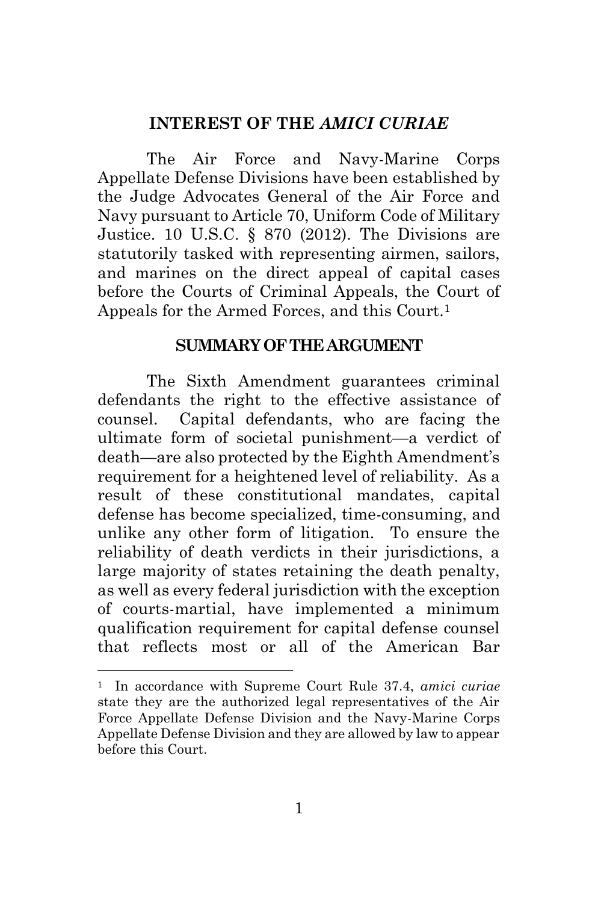## INTEREST OF THE *AMICI CURIAE*

The Air Force and Navy-Marine Corps Appellate Defense Divisions have been established by the Judge Advocates General of the Air Force and Navy pursuant to Article 70, Uniform Code of Military Justice. 10 U.S.C. § 870 (2012). The Divisions are statutorily tasked with representing airmen, sailors, and marines on the direct appeal of capital cases before the Courts of Criminal Appeals, the Court of Appeals for the Armed Forces, and this Court.[1]

## SUMMARY OF THE ARGUMENT

The Sixth Amendment guarantees criminal defendants the right to the effective assistance of counsel. Capital defendants, who are facing the ultimate form of societal punishment—a verdict of death—are also protected by the Eighth Amendment's requirement for a heightened level of reliability. As a result of these constitutional mandates, capital defense has become specialized, time-consuming, and unlike any other form of litigation. To ensure the reliability of death verdicts in their jurisdictions, a large majority of states retaining the death penalty, as well as every federal jurisdiction with the exception of courts-martial, have implemented a minimum qualification requirement for capital defense counsel that reflects most or all of the American Bar

---

[1] In accordance with Supreme Court Rule 37.4, *amici curiae* state they are the authorized legal representatives of the Air Force Appellate Defense Division and the Navy-Marine Corps Appellate Defense Division and they are allowed by law to appear before this Court.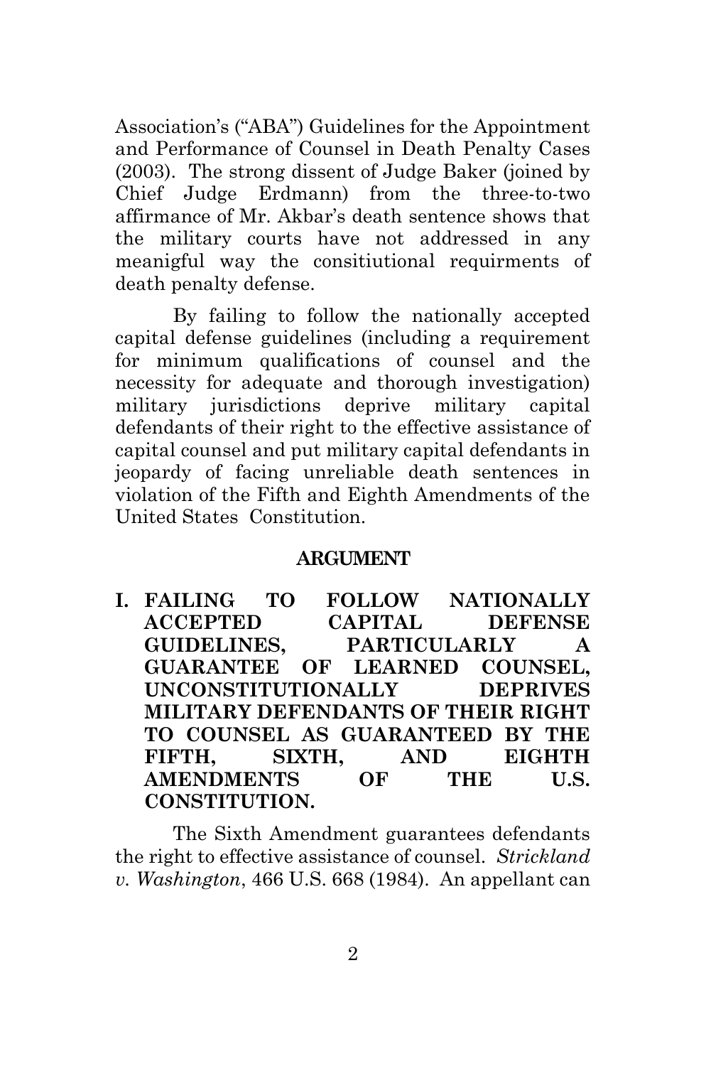Association's ("ABA") Guidelines for the Appointment and Performance of Counsel in Death Penalty Cases (2003). The strong dissent of Judge Baker (joined by Chief Judge Erdmann) from the three-to-two affirmance of Mr. Akbar's death sentence shows that the military courts have not addressed in any meanigful way the consitiutional requirments of death penalty defense.

By failing to follow the nationally accepted capital defense guidelines (including a requirement for minimum qualifications of counsel and the necessity for adequate and thorough investigation) military jurisdictions deprive military capital defendants of their right to the effective assistance of capital counsel and put military capital defendants in jeopardy of facing unreliable death sentences in violation of the Fifth and Eighth Amendments of the United States Constitution.

## ARGUMENT

### I. FAILING TO FOLLOW NATIONALLY ACCEPTED CAPITAL DEFENSE GUIDELINES, PARTICULARLY A GUARANTEE OF LEARNED COUNSEL, UNCONSTITUTIONALLY DEPRIVES MILITARY DEFENDANTS OF THEIR RIGHT TO COUNSEL AS GUARANTEED BY THE FIFTH, SIXTH, AND EIGHTH AMENDMENTS OF THE U.S. CONSTITUTION.

The Sixth Amendment guarantees defendants the right to effective assistance of counsel. *Strickland v. Washington*, 466 U.S. 668 (1984). An appellant can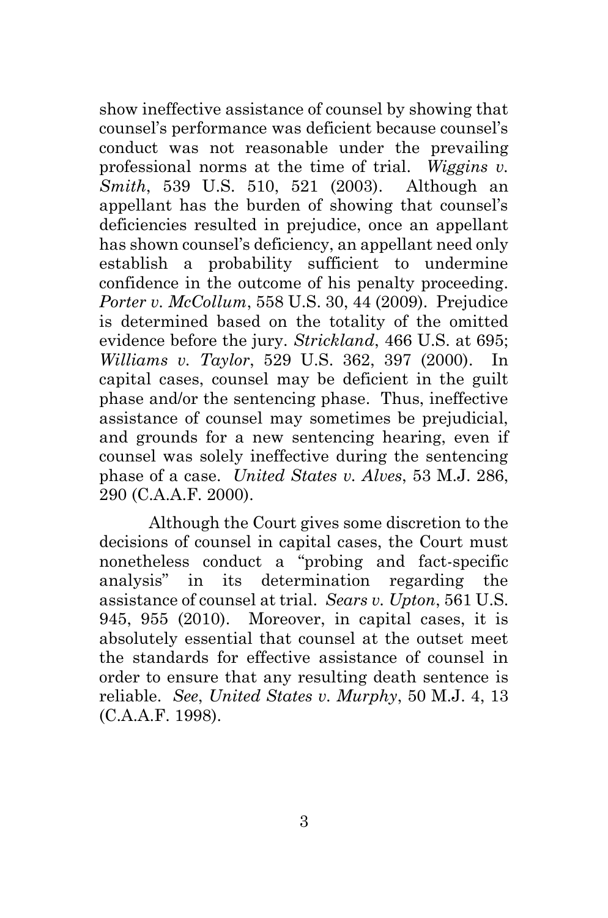show ineffective assistance of counsel by showing that counsel's performance was deficient because counsel's conduct was not reasonable under the prevailing professional norms at the time of trial. *Wiggins v. Smith*, 539 U.S. 510, 521 (2003). Although an appellant has the burden of showing that counsel's deficiencies resulted in prejudice, once an appellant has shown counsel's deficiency, an appellant need only establish a probability sufficient to undermine confidence in the outcome of his penalty proceeding. *Porter v. McCollum*, 558 U.S. 30, 44 (2009). Prejudice is determined based on the totality of the omitted evidence before the jury. *Strickland*, 466 U.S. at 695; *Williams v. Taylor*, 529 U.S. 362, 397 (2000). In capital cases, counsel may be deficient in the guilt phase and/or the sentencing phase. Thus, ineffective assistance of counsel may sometimes be prejudicial, and grounds for a new sentencing hearing, even if counsel was solely ineffective during the sentencing phase of a case. *United States v. Alves*, 53 M.J. 286, 290 (C.A.A.F. 2000).

Although the Court gives some discretion to the decisions of counsel in capital cases, the Court must nonetheless conduct a "probing and fact-specific analysis" in its determination regarding the assistance of counsel at trial. *Sears v. Upton*, 561 U.S. 945, 955 (2010). Moreover, in capital cases, it is absolutely essential that counsel at the outset meet the standards for effective assistance of counsel in order to ensure that any resulting death sentence is reliable. *See*, *United States v. Murphy*, 50 M.J. 4, 13 (C.A.A.F. 1998).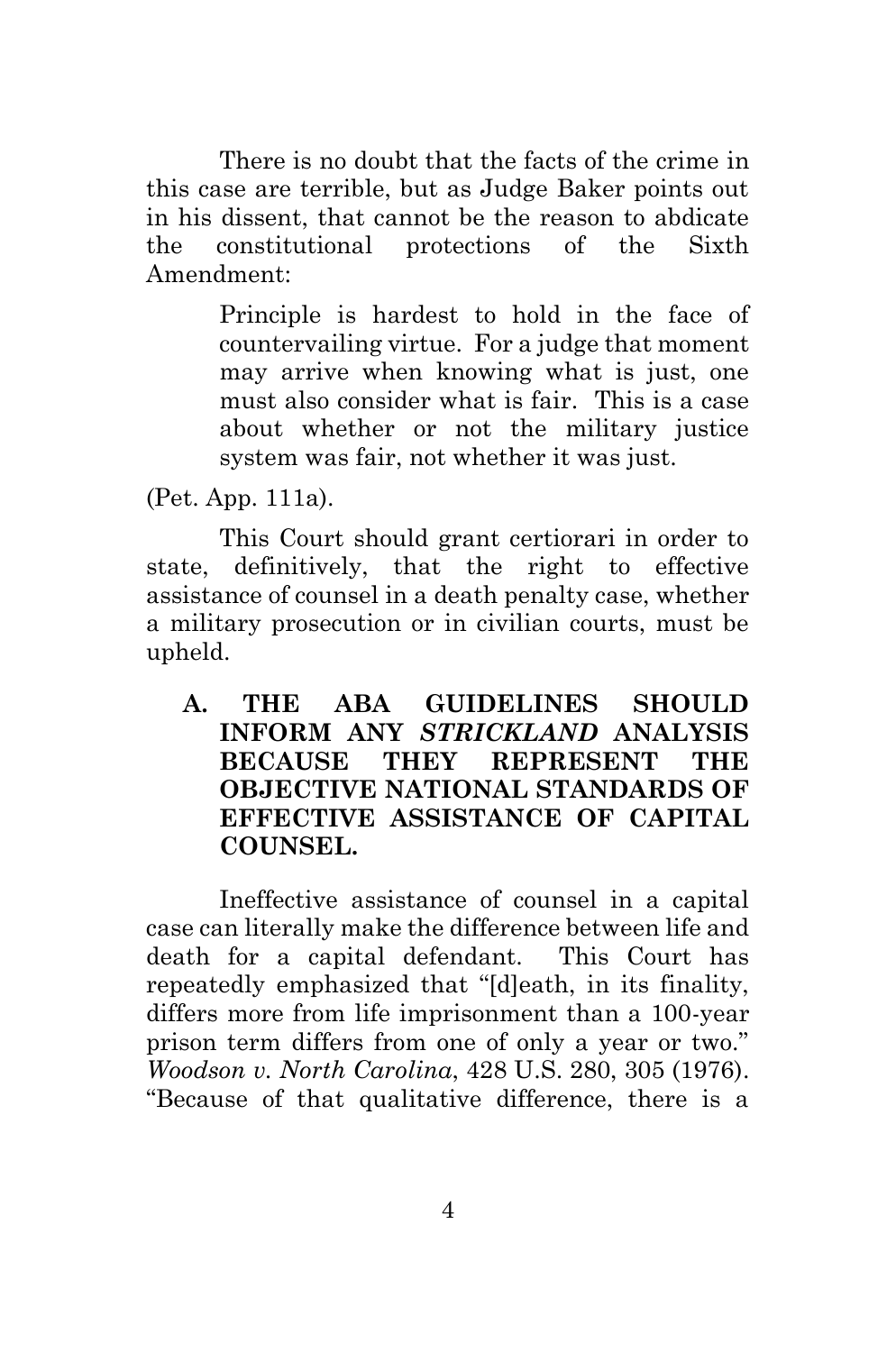There is no doubt that the facts of the crime in this case are terrible, but as Judge Baker points out in his dissent, that cannot be the reason to abdicate the constitutional protections of the Sixth Amendment:

> Principle is hardest to hold in the face of countervailing virtue. For a judge that moment may arrive when knowing what is just, one must also consider what is fair. This is a case about whether or not the military justice system was fair, not whether it was just.

(Pet. App. 111a).

This Court should grant certiorari in order to state, definitively, that the right to effective assistance of counsel in a death penalty case, whether a military prosecution or in civilian courts, must be upheld.

### A. THE ABA GUIDELINES SHOULD INFORM ANY *STRICKLAND* ANALYSIS BECAUSE THEY REPRESENT THE OBJECTIVE NATIONAL STANDARDS OF EFFECTIVE ASSISTANCE OF CAPITAL COUNSEL.

Ineffective assistance of counsel in a capital case can literally make the difference between life and death for a capital defendant. This Court has repeatedly emphasized that "[d]eath, in its finality, differs more from life imprisonment than a 100-year prison term differs from one of only a year or two." *Woodson v. North Carolina*, 428 U.S. 280, 305 (1976). "Because of that qualitative difference, there is a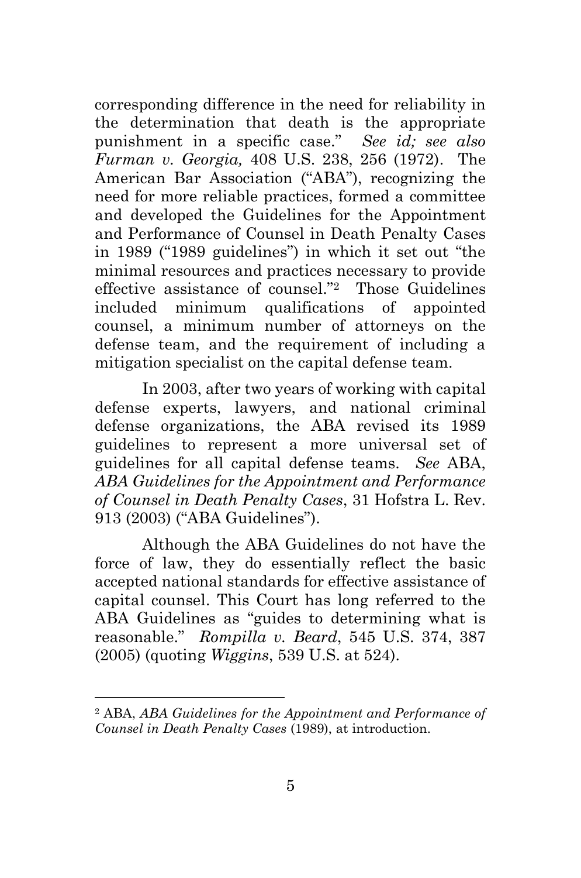corresponding difference in the need for reliability in the determination that death is the appropriate punishment in a specific case." *See id; see also Furman v. Georgia,* 408 U.S. 238, 256 (1972). The American Bar Association ("ABA"), recognizing the need for more reliable practices, formed a committee and developed the Guidelines for the Appointment and Performance of Counsel in Death Penalty Cases in 1989 ("1989 guidelines") in which it set out "the minimal resources and practices necessary to provide effective assistance of counsel."[2] Those Guidelines included minimum qualifications of appointed counsel, a minimum number of attorneys on the defense team, and the requirement of including a mitigation specialist on the capital defense team.

In 2003, after two years of working with capital defense experts, lawyers, and national criminal defense organizations, the ABA revised its 1989 guidelines to represent a more universal set of guidelines for all capital defense teams. *See* ABA, *ABA Guidelines for the Appointment and Performance of Counsel in Death Penalty Cases*, 31 Hofstra L. Rev. 913 (2003) ("ABA Guidelines").

Although the ABA Guidelines do not have the force of law, they do essentially reflect the basic accepted national standards for effective assistance of capital counsel. This Court has long referred to the ABA Guidelines as "guides to determining what is reasonable." *Rompilla v. Beard*, 545 U.S. 374, 387 (2005) (quoting *Wiggins*, 539 U.S. at 524).

---

[2] ABA, *ABA Guidelines for the Appointment and Performance of Counsel in Death Penalty Cases* (1989), at introduction.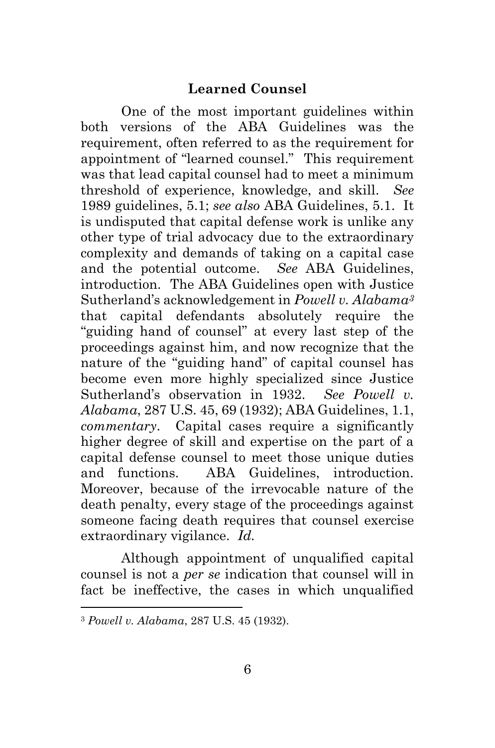### **Learned Counsel**

One of the most important guidelines within both versions of the ABA Guidelines was the requirement, often referred to as the requirement for appointment of "learned counsel." This requirement was that lead capital counsel had to meet a minimum threshold of experience, knowledge, and skill. *See* 1989 guidelines, 5.1; *see also* ABA Guidelines, 5.1. It is undisputed that capital defense work is unlike any other type of trial advocacy due to the extraordinary complexity and demands of taking on a capital case and the potential outcome. *See* ABA Guidelines, introduction. The ABA Guidelines open with Justice Sutherland's acknowledgement in *Powell v. Alabama*[3] that capital defendants absolutely require the "guiding hand of counsel" at every last step of the proceedings against him, and now recognize that the nature of the "guiding hand" of capital counsel has become even more highly specialized since Justice Sutherland's observation in 1932. *See Powell v. Alabama*, 287 U.S. 45, 69 (1932); ABA Guidelines, 1.1, *commentary*. Capital cases require a significantly higher degree of skill and expertise on the part of a capital defense counsel to meet those unique duties and functions. ABA Guidelines, introduction. Moreover, because of the irrevocable nature of the death penalty, every stage of the proceedings against someone facing death requires that counsel exercise extraordinary vigilance. *Id.*

Although appointment of unqualified capital counsel is not a *per se* indication that counsel will in fact be ineffective, the cases in which unqualified

[3] *Powell v. Alabama*, 287 U.S. 45 (1932).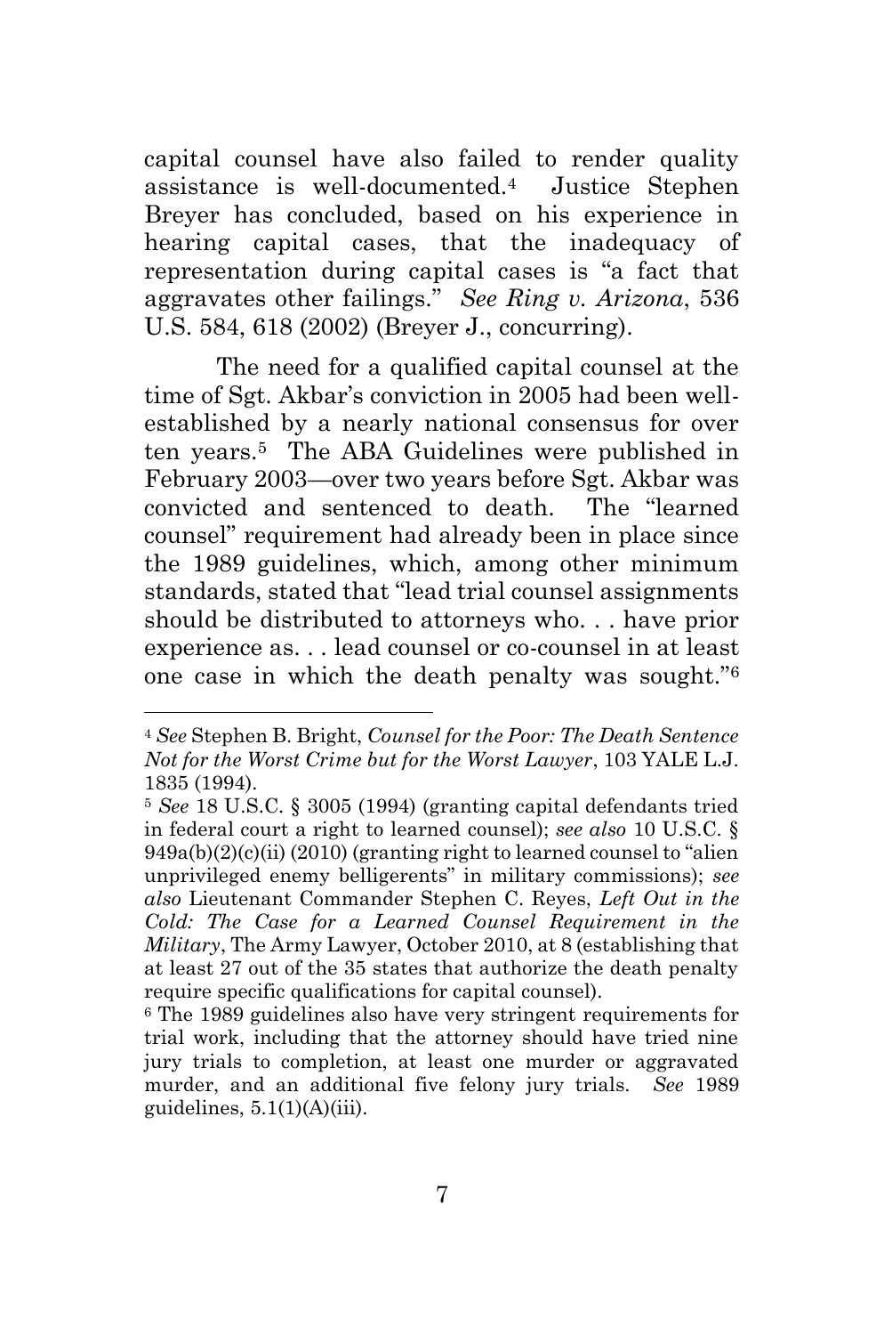capital counsel have also failed to render quality assistance is well-documented.[4] Justice Stephen Breyer has concluded, based on his experience in hearing capital cases, that the inadequacy of representation during capital cases is "a fact that aggravates other failings." *See Ring v. Arizona*, 536 U.S. 584, 618 (2002) (Breyer J., concurring).

The need for a qualified capital counsel at the time of Sgt. Akbar's conviction in 2005 had been well-established by a nearly national consensus for over ten years.[5] The ABA Guidelines were published in February 2003—over two years before Sgt. Akbar was convicted and sentenced to death. The "learned counsel" requirement had already been in place since the 1989 guidelines, which, among other minimum standards, stated that "lead trial counsel assignments should be distributed to attorneys who. . . have prior experience as. . . lead counsel or co-counsel in at least one case in which the death penalty was sought."[6]

---

[4] *See* Stephen B. Bright, *Counsel for the Poor: The Death Sentence Not for the Worst Crime but for the Worst Lawyer*, 103 YALE L.J. 1835 (1994).

[5] *See* 18 U.S.C. § 3005 (1994) (granting capital defendants tried in federal court a right to learned counsel); *see also* 10 U.S.C. § 949a(b)(2)(c)(ii) (2010) (granting right to learned counsel to "alien unprivileged enemy belligerents" in military commissions); *see also* Lieutenant Commander Stephen C. Reyes, *Left Out in the Cold: The Case for a Learned Counsel Requirement in the Military*, The Army Lawyer, October 2010, at 8 (establishing that at least 27 out of the 35 states that authorize the death penalty require specific qualifications for capital counsel).

[6] The 1989 guidelines also have very stringent requirements for trial work, including that the attorney should have tried nine jury trials to completion, at least one murder or aggravated murder, and an additional five felony jury trials. *See* 1989 guidelines, 5.1(1)(A)(iii).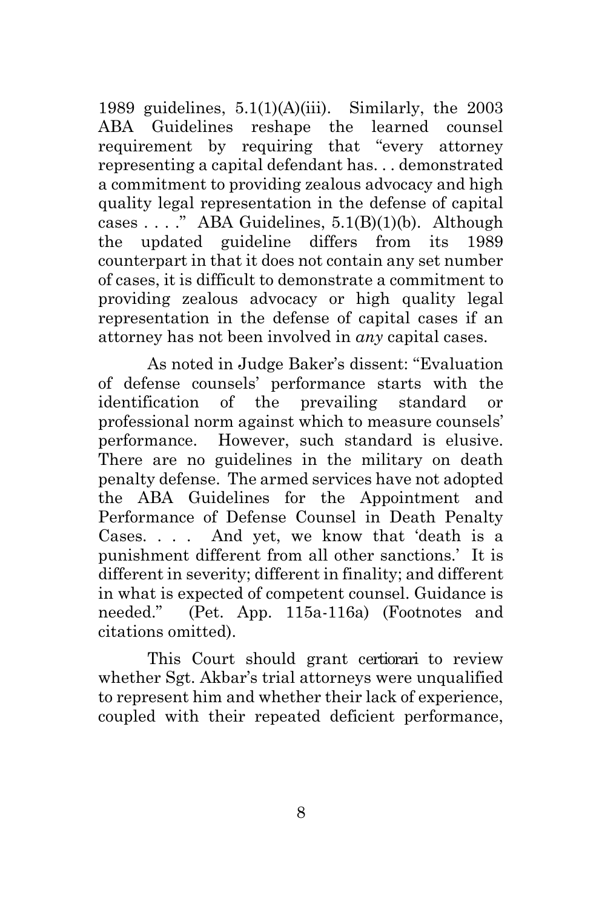1989 guidelines, 5.1(1)(A)(iii). Similarly, the 2003 ABA Guidelines reshape the learned counsel requirement by requiring that "every attorney representing a capital defendant has. . . demonstrated a commitment to providing zealous advocacy and high quality legal representation in the defense of capital cases . . . ." ABA Guidelines, 5.1(B)(1)(b). Although the updated guideline differs from its 1989 counterpart in that it does not contain any set number of cases, it is difficult to demonstrate a commitment to providing zealous advocacy or high quality legal representation in the defense of capital cases if an attorney has not been involved in *any* capital cases.

As noted in Judge Baker's dissent: "Evaluation of defense counsels' performance starts with the identification of the prevailing standard or professional norm against which to measure counsels' performance. However, such standard is elusive. There are no guidelines in the military on death penalty defense. The armed services have not adopted the ABA Guidelines for the Appointment and Performance of Defense Counsel in Death Penalty Cases. . . . And yet, we know that 'death is a punishment different from all other sanctions.' It is different in severity; different in finality; and different in what is expected of competent counsel. Guidance is needed." (Pet. App. 115a-116a) (Footnotes and citations omitted).

This Court should grant *certiorari* to review whether Sgt. Akbar's trial attorneys were unqualified to represent him and whether their lack of experience, coupled with their repeated deficient performance,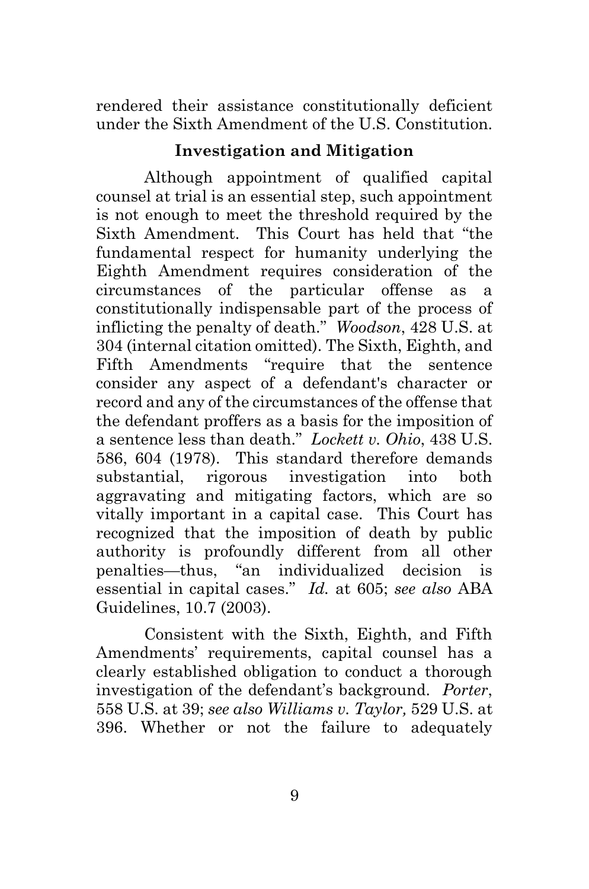rendered their assistance constitutionally deficient under the Sixth Amendment of the U.S. Constitution.

## Investigation and Mitigation

Although appointment of qualified capital counsel at trial is an essential step, such appointment is not enough to meet the threshold required by the Sixth Amendment. This Court has held that "the fundamental respect for humanity underlying the Eighth Amendment requires consideration of the circumstances of the particular offense as a constitutionally indispensable part of the process of inflicting the penalty of death." *Woodson*, 428 U.S. at 304 (internal citation omitted). The Sixth, Eighth, and Fifth Amendments "require that the sentence consider any aspect of a defendant's character or record and any of the circumstances of the offense that the defendant proffers as a basis for the imposition of a sentence less than death." *Lockett v. Ohio*, 438 U.S. 586, 604 (1978). This standard therefore demands substantial, rigorous investigation into both aggravating and mitigating factors, which are so vitally important in a capital case. This Court has recognized that the imposition of death by public authority is profoundly different from all other penalties—thus, "an individualized decision is essential in capital cases." *Id.* at 605; *see also* ABA Guidelines, 10.7 (2003).

Consistent with the Sixth, Eighth, and Fifth Amendments' requirements, capital counsel has a clearly established obligation to conduct a thorough investigation of the defendant's background. *Porter*, 558 U.S. at 39; *see also Williams v. Taylor,* 529 U.S. at 396. Whether or not the failure to adequately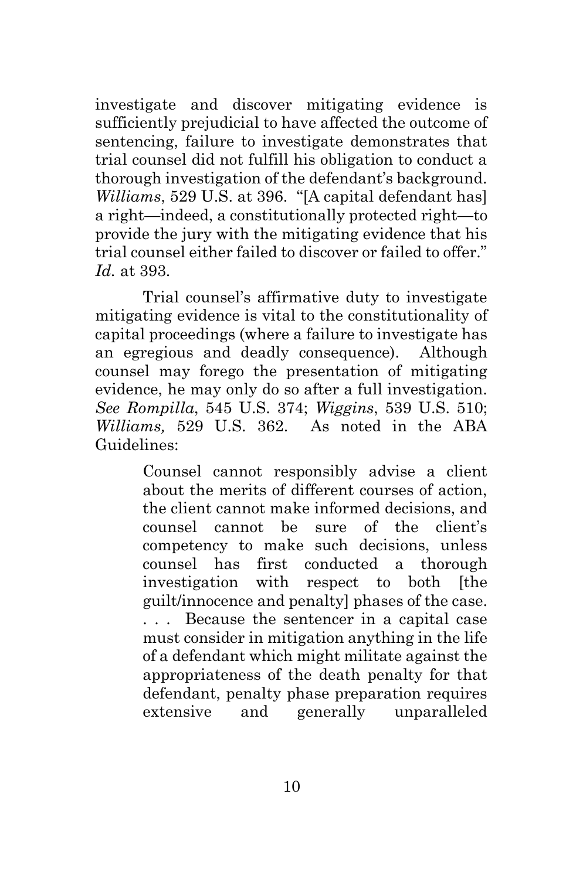investigate and discover mitigating evidence is sufficiently prejudicial to have affected the outcome of sentencing, failure to investigate demonstrates that trial counsel did not fulfill his obligation to conduct a thorough investigation of the defendant's background. *Williams*, 529 U.S. at 396. "[A capital defendant has] a right—indeed, a constitutionally protected right—to provide the jury with the mitigating evidence that his trial counsel either failed to discover or failed to offer." *Id.* at 393.

Trial counsel's affirmative duty to investigate mitigating evidence is vital to the constitutionality of capital proceedings (where a failure to investigate has an egregious and deadly consequence). Although counsel may forego the presentation of mitigating evidence, he may only do so after a full investigation. *See Rompilla*, 545 U.S. 374; *Wiggins*, 539 U.S. 510; *Williams,* 529 U.S. 362. As noted in the ABA Guidelines:

> Counsel cannot responsibly advise a client about the merits of different courses of action, the client cannot make informed decisions, and counsel cannot be sure of the client's competency to make such decisions, unless counsel has first conducted a thorough investigation with respect to both [the guilt/innocence and penalty] phases of the case. . . . Because the sentencer in a capital case must consider in mitigation anything in the life of a defendant which might militate against the appropriateness of the death penalty for that defendant, penalty phase preparation requires extensive and generally unparalleled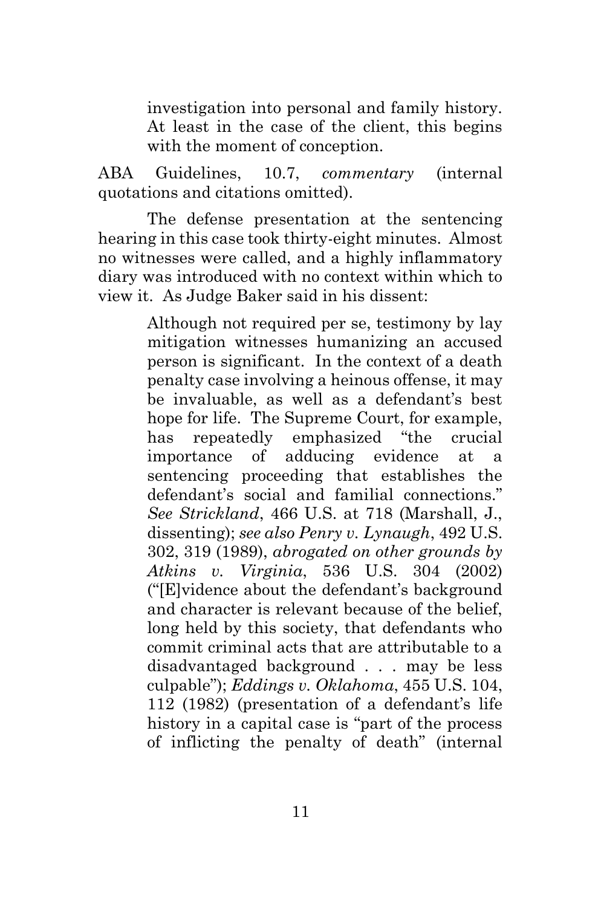> investigation into personal and family history. At least in the case of the client, this begins with the moment of conception.

ABA Guidelines, 10.7, *commentary* (internal quotations and citations omitted).

The defense presentation at the sentencing hearing in this case took thirty-eight minutes. Almost no witnesses were called, and a highly inflammatory diary was introduced with no context within which to view it. As Judge Baker said in his dissent:

> Although not required per se, testimony by lay mitigation witnesses humanizing an accused person is significant. In the context of a death penalty case involving a heinous offense, it may be invaluable, as well as a defendant's best hope for life. The Supreme Court, for example, has repeatedly emphasized "the crucial importance of adducing evidence at a sentencing proceeding that establishes the defendant's social and familial connections." *See Strickland*, 466 U.S. at 718 (Marshall, J., dissenting); *see also Penry v. Lynaugh*, 492 U.S. 302, 319 (1989), *abrogated on other grounds by Atkins v. Virginia*, 536 U.S. 304 (2002) ("[E]vidence about the defendant's background and character is relevant because of the belief, long held by this society, that defendants who commit criminal acts that are attributable to a disadvantaged background . . . may be less culpable"); *Eddings v. Oklahoma*, 455 U.S. 104, 112 (1982) (presentation of a defendant's life history in a capital case is "part of the process of inflicting the penalty of death" (internal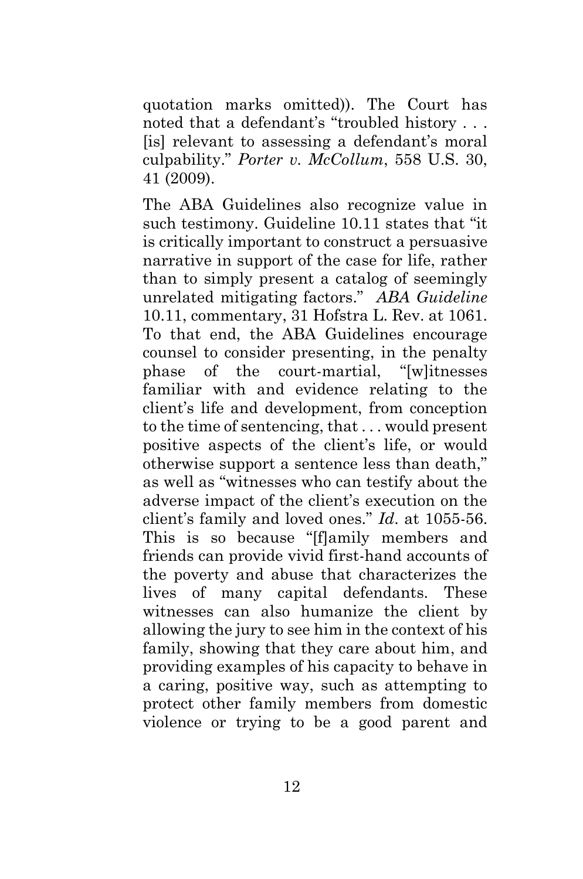quotation marks omitted)). The Court has noted that a defendant's "troubled history . . . [is] relevant to assessing a defendant's moral culpability." *Porter v. McCollum*, 558 U.S. 30, 41 (2009).

The ABA Guidelines also recognize value in such testimony. Guideline 10.11 states that "it is critically important to construct a persuasive narrative in support of the case for life, rather than to simply present a catalog of seemingly unrelated mitigating factors." *ABA Guideline* 10.11, commentary, 31 Hofstra L. Rev. at 1061. To that end, the ABA Guidelines encourage counsel to consider presenting, in the penalty phase of the court-martial, "[w]itnesses familiar with and evidence relating to the client's life and development, from conception to the time of sentencing, that . . . would present positive aspects of the client's life, or would otherwise support a sentence less than death," as well as "witnesses who can testify about the adverse impact of the client's execution on the client's family and loved ones." *Id*. at 1055-56. This is so because "[f]amily members and friends can provide vivid first-hand accounts of the poverty and abuse that characterizes the lives of many capital defendants. These witnesses can also humanize the client by allowing the jury to see him in the context of his family, showing that they care about him, and providing examples of his capacity to behave in a caring, positive way, such as attempting to protect other family members from domestic violence or trying to be a good parent and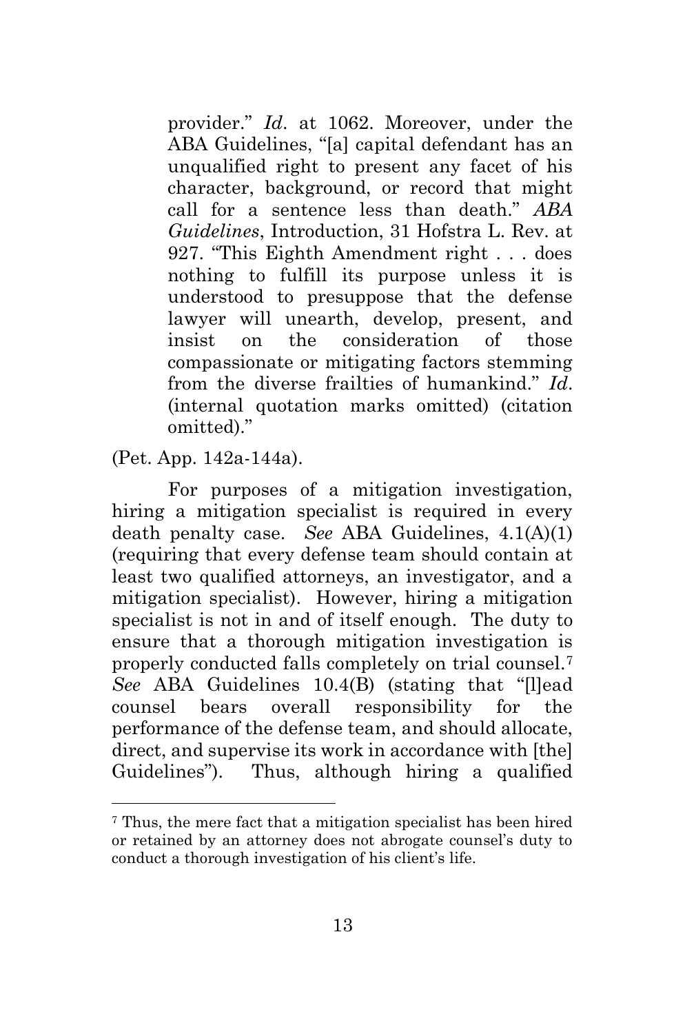> provider." *Id.* at 1062. Moreover, under the ABA Guidelines, "[a] capital defendant has an unqualified right to present any facet of his character, background, or record that might call for a sentence less than death." *ABA Guidelines*, Introduction, 31 Hofstra L. Rev. at 927. "This Eighth Amendment right . . . does nothing to fulfill its purpose unless it is understood to presuppose that the defense lawyer will unearth, develop, present, and insist on the consideration of those compassionate or mitigating factors stemming from the diverse frailties of humankind." *Id.* (internal quotation marks omitted) (citation omitted)."

(Pet. App. 142a-144a).

For purposes of a mitigation investigation, hiring a mitigation specialist is required in every death penalty case. *See* ABA Guidelines, 4.1(A)(1) (requiring that every defense team should contain at least two qualified attorneys, an investigator, and a mitigation specialist). However, hiring a mitigation specialist is not in and of itself enough. The duty to ensure that a thorough mitigation investigation is properly conducted falls completely on trial counsel.[7] *See* ABA Guidelines 10.4(B) (stating that "[l]ead counsel bears overall responsibility for the performance of the defense team, and should allocate, direct, and supervise its work in accordance with [the] Guidelines"). Thus, although hiring a qualified

---

[7] Thus, the mere fact that a mitigation specialist has been hired or retained by an attorney does not abrogate counsel's duty to conduct a thorough investigation of his client's life.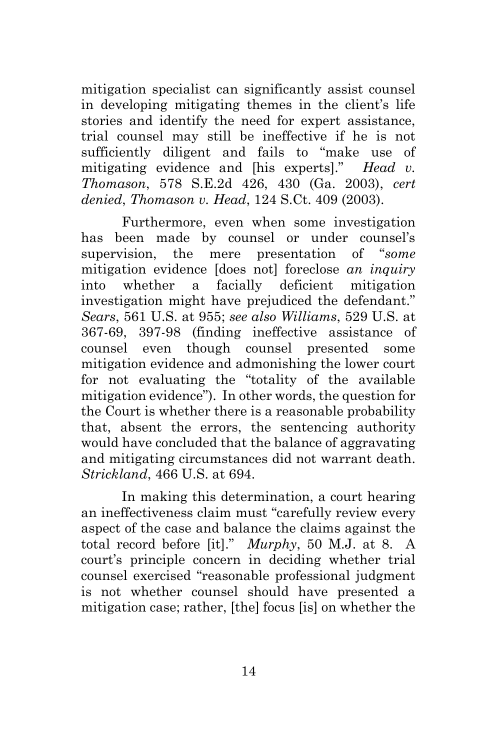mitigation specialist can significantly assist counsel in developing mitigating themes in the client's life stories and identify the need for expert assistance, trial counsel may still be ineffective if he is not sufficiently diligent and fails to "make use of mitigating evidence and [his experts]." *Head v. Thomason*, 578 S.E.2d 426, 430 (Ga. 2003), *cert denied*, *Thomason v. Head*, 124 S.Ct. 409 (2003).

Furthermore, even when some investigation has been made by counsel or under counsel's supervision, the mere presentation of "*some* mitigation evidence [does not] foreclose *an inquiry* into whether a facially deficient mitigation investigation might have prejudiced the defendant." *Sears*, 561 U.S. at 955; *see also Williams*, 529 U.S. at 367-69, 397-98 (finding ineffective assistance of counsel even though counsel presented some mitigation evidence and admonishing the lower court for not evaluating the "totality of the available mitigation evidence"). In other words, the question for the Court is whether there is a reasonable probability that, absent the errors, the sentencing authority would have concluded that the balance of aggravating and mitigating circumstances did not warrant death. *Strickland*, 466 U.S. at 694.

In making this determination, a court hearing an ineffectiveness claim must "carefully review every aspect of the case and balance the claims against the total record before [it]." *Murphy*, 50 M.J. at 8. A court's principle concern in deciding whether trial counsel exercised "reasonable professional judgment is not whether counsel should have presented a mitigation case; rather, [the] focus [is] on whether the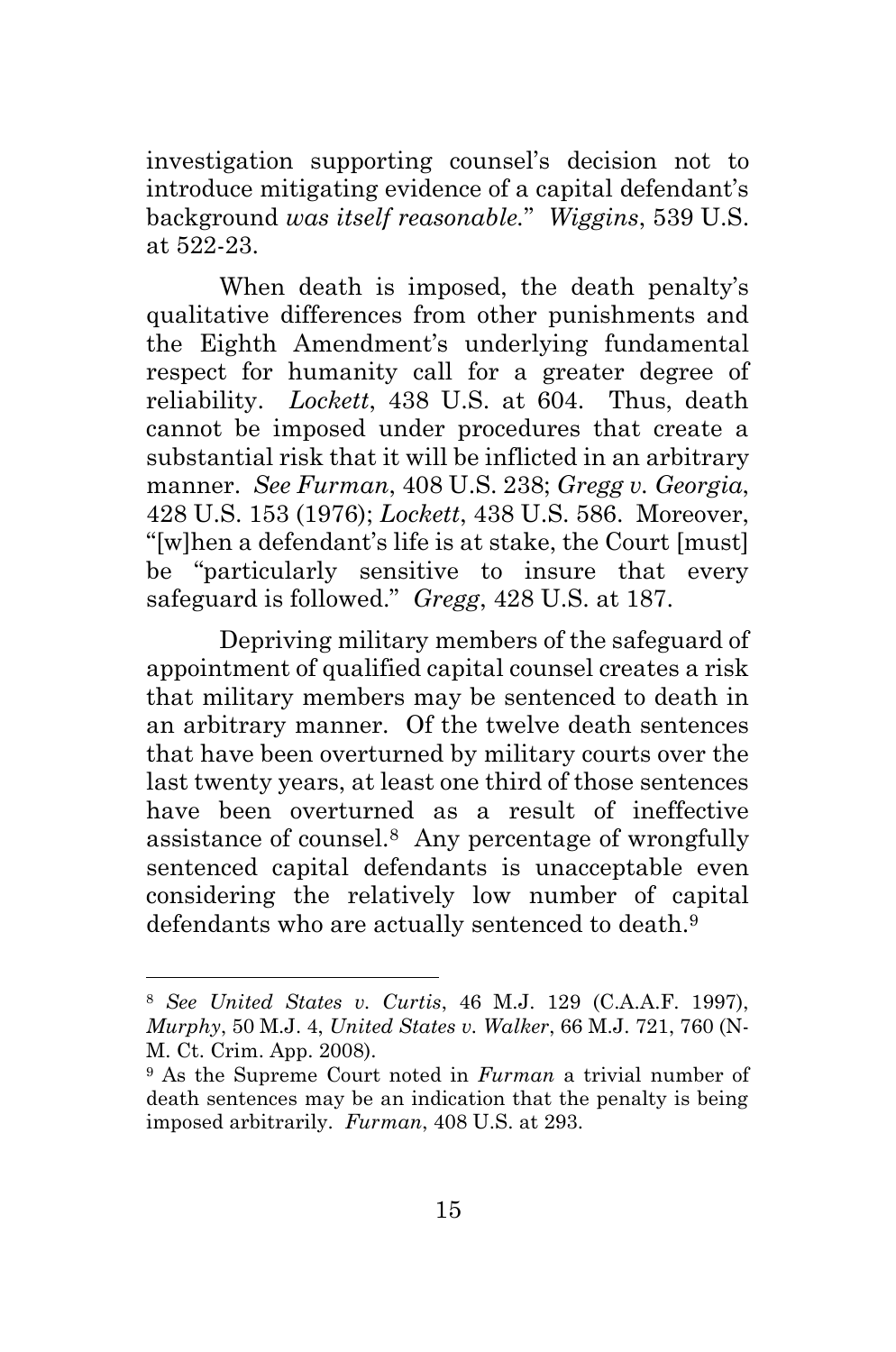investigation supporting counsel's decision not to introduce mitigating evidence of a capital defendant's background *was itself reasonable*." *Wiggins*, 539 U.S. at 522-23.

When death is imposed, the death penalty's qualitative differences from other punishments and the Eighth Amendment's underlying fundamental respect for humanity call for a greater degree of reliability. *Lockett*, 438 U.S. at 604. Thus, death cannot be imposed under procedures that create a substantial risk that it will be inflicted in an arbitrary manner. *See Furman*, 408 U.S. 238; *Gregg v. Georgia*, 428 U.S. 153 (1976); *Lockett*, 438 U.S. 586. Moreover, "[w]hen a defendant's life is at stake, the Court [must] be "particularly sensitive to insure that every safeguard is followed." *Gregg*, 428 U.S. at 187.

Depriving military members of the safeguard of appointment of qualified capital counsel creates a risk that military members may be sentenced to death in an arbitrary manner. Of the twelve death sentences that have been overturned by military courts over the last twenty years, at least one third of those sentences have been overturned as a result of ineffective assistance of counsel.[8] Any percentage of wrongfully sentenced capital defendants is unacceptable even considering the relatively low number of capital defendants who are actually sentenced to death.[9]

---

[8] *See United States v. Curtis*, 46 M.J. 129 (C.A.A.F. 1997), *Murphy*, 50 M.J. 4, *United States v. Walker*, 66 M.J. 721, 760 (N-M. Ct. Crim. App. 2008).

[9] As the Supreme Court noted in *Furman* a trivial number of death sentences may be an indication that the penalty is being imposed arbitrarily. *Furman*, 408 U.S. at 293.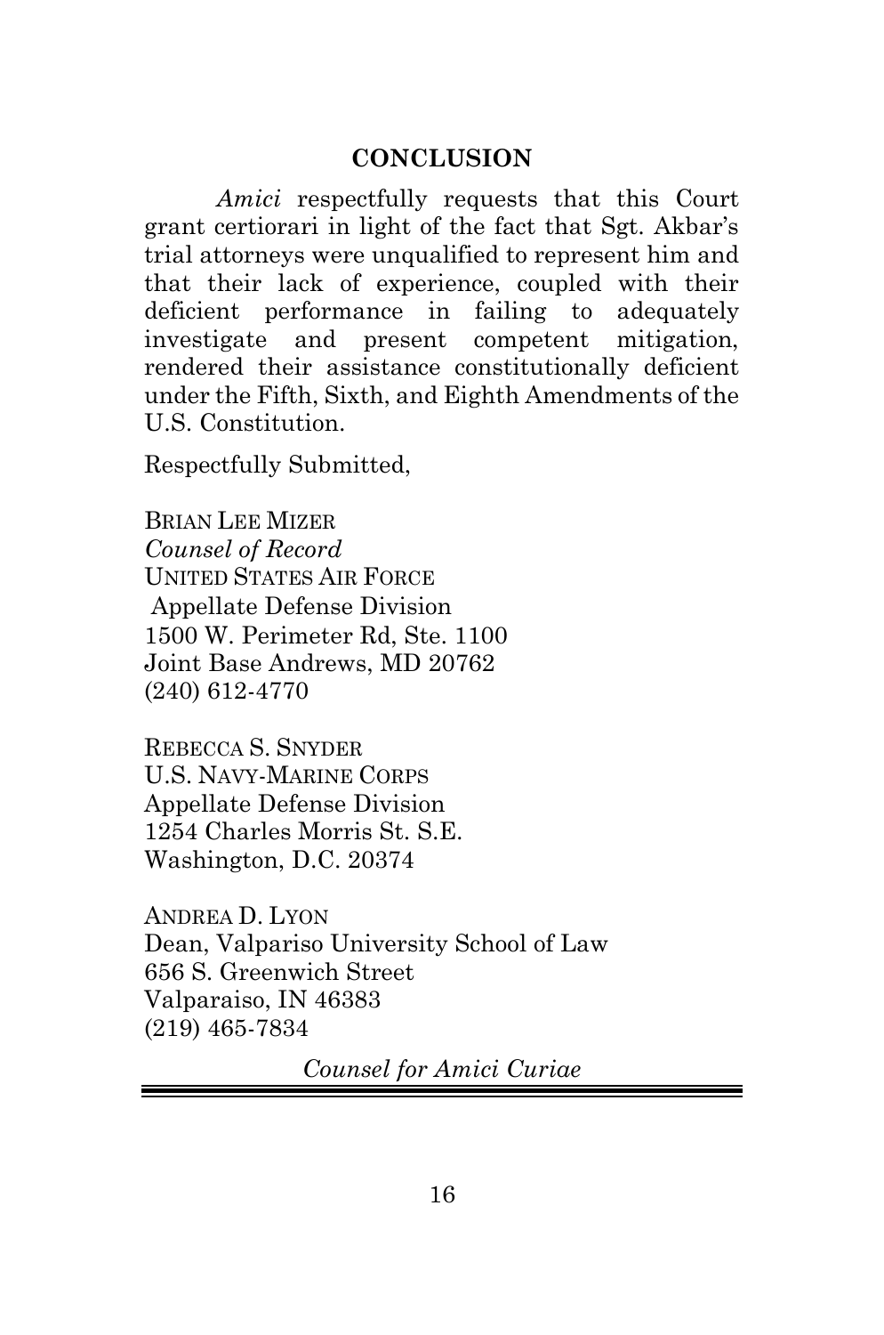## CONCLUSION

*Amici* respectfully requests that this Court grant certiorari in light of the fact that Sgt. Akbar's trial attorneys were unqualified to represent him and that their lack of experience, coupled with their deficient performance in failing to adequately investigate and present competent mitigation, rendered their assistance constitutionally deficient under the Fifth, Sixth, and Eighth Amendments of the U.S. Constitution.

Respectfully Submitted,

BRIAN LEE MIZER
*Counsel of Record*
UNITED STATES AIR FORCE
Appellate Defense Division
1500 W. Perimeter Rd, Ste. 1100
Joint Base Andrews, MD 20762
(240) 612-4770

REBECCA S. SNYDER
U.S. NAVY-MARINE CORPS
Appellate Defense Division
1254 Charles Morris St. S.E.
Washington, D.C. 20374

ANDREA D. LYON
Dean, Valpariso University School of Law
656 S. Greenwich Street
Valparaiso, IN 46383
(219) 465-7834

*Counsel for Amici Curiae*